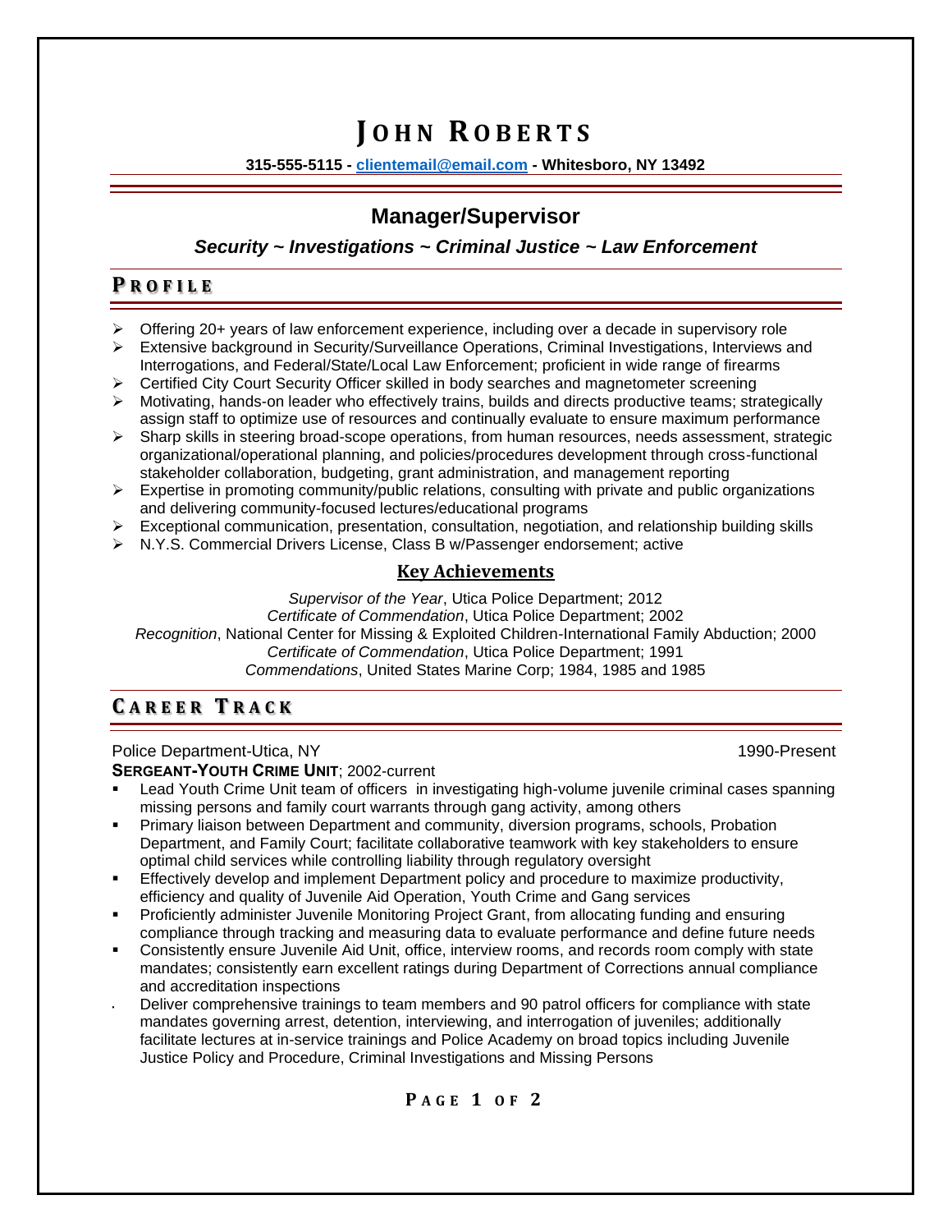# JOHN ROBERTS

**315-555-5115 - clientemail@email.com - Whitesboro, NY 13492**

## Manager/Supervisor

***Security ~ Investigations ~ Criminal Justice ~ Law Enforcement***

## PROFILE

- Offering 20+ years of law enforcement experience, including over a decade in supervisory role
- Extensive background in Security/Surveillance Operations, Criminal Investigations, Interviews and Interrogations, and Federal/State/Local Law Enforcement; proficient in wide range of firearms
- Certified City Court Security Officer skilled in body searches and magnetometer screening
- Motivating, hands-on leader who effectively trains, builds and directs productive teams; strategically assign staff to optimize use of resources and continually evaluate to ensure maximum performance
- Sharp skills in steering broad-scope operations, from human resources, needs assessment, strategic organizational/operational planning, and policies/procedures development through cross-functional stakeholder collaboration, budgeting, grant administration, and management reporting
- Expertise in promoting community/public relations, consulting with private and public organizations and delivering community-focused lectures/educational programs
- Exceptional communication, presentation, consultation, negotiation, and relationship building skills
- N.Y.S. Commercial Drivers License, Class B w/Passenger endorsement; active

### Key Achievements

*Supervisor of the Year*, Utica Police Department; 2012
*Certificate of Commendation*, Utica Police Department; 2002
*Recognition*, National Center for Missing & Exploited Children-International Family Abduction; 2000
*Certificate of Commendation*, Utica Police Department; 1991
*Commendations*, United States Marine Corp; 1984, 1985 and 1985

## CAREER TRACK

Police Department-Utica, NY — 1990-Present

**SERGEANT-YOUTH CRIME UNIT**; 2002-current

- Lead Youth Crime Unit team of officers in investigating high-volume juvenile criminal cases spanning missing persons and family court warrants through gang activity, among others
- Primary liaison between Department and community, diversion programs, schools, Probation Department, and Family Court; facilitate collaborative teamwork with key stakeholders to ensure optimal child services while controlling liability through regulatory oversight
- Effectively develop and implement Department policy and procedure to maximize productivity, efficiency and quality of Juvenile Aid Operation, Youth Crime and Gang services
- Proficiently administer Juvenile Monitoring Project Grant, from allocating funding and ensuring compliance through tracking and measuring data to evaluate performance and define future needs
- Consistently ensure Juvenile Aid Unit, office, interview rooms, and records room comply with state mandates; consistently earn excellent ratings during Department of Corrections annual compliance and accreditation inspections
- Deliver comprehensive trainings to team members and 90 patrol officers for compliance with state mandates governing arrest, detention, interviewing, and interrogation of juveniles; additionally facilitate lectures at in-service trainings and Police Academy on broad topics including Juvenile Justice Policy and Procedure, Criminal Investigations and Missing Persons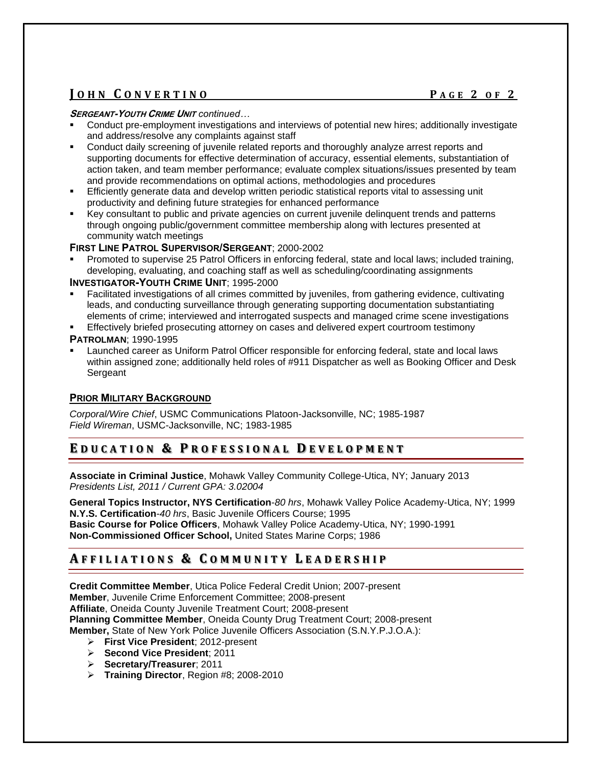***Sergeant-Youth Crime Unit*** *continued…*

- Conduct pre-employment investigations and interviews of potential new hires; additionally investigate and address/resolve any complaints against staff
- Conduct daily screening of juvenile related reports and thoroughly analyze arrest reports and supporting documents for effective determination of accuracy, essential elements, substantiation of action taken, and team member performance; evaluate complex situations/issues presented by team and provide recommendations on optimal actions, methodologies and procedures
- Efficiently generate data and develop written periodic statistical reports vital to assessing unit productivity and defining future strategies for enhanced performance
- Key consultant to public and private agencies on current juvenile delinquent trends and patterns through ongoing public/government committee membership along with lectures presented at community watch meetings

**First Line Patrol Supervisor/Sergeant**; 2000-2002

- Promoted to supervise 25 Patrol Officers in enforcing federal, state and local laws; included training, developing, evaluating, and coaching staff as well as scheduling/coordinating assignments

**Investigator-Youth Crime Unit**; 1995-2000

- Facilitated investigations of all crimes committed by juveniles, from gathering evidence, cultivating leads, and conducting surveillance through generating supporting documentation substantiating elements of crime; interviewed and interrogated suspects and managed crime scene investigations
- Effectively briefed prosecuting attorney on cases and delivered expert courtroom testimony

**Patrolman**; 1990-1995

- Launched career as Uniform Patrol Officer responsible for enforcing federal, state and local laws within assigned zone; additionally held roles of #911 Dispatcher as well as Booking Officer and Desk Sergeant

### Prior Military Background

*Corporal/Wire Chief*, USMC Communications Platoon-Jacksonville, NC; 1985-1987
*Field Wireman*, USMC-Jacksonville, NC; 1983-1985

## Education & Professional Development

**Associate in Criminal Justice**, Mohawk Valley Community College-Utica, NY; January 2013
*Presidents List, 2011 / Current GPA: 3.02004*

**General Topics Instructor, NYS Certification**-*80 hrs*, Mohawk Valley Police Academy-Utica, NY; 1999
**N.Y.S. Certification**-*40 hrs*, Basic Juvenile Officers Course; 1995
**Basic Course for Police Officers**, Mohawk Valley Police Academy-Utica, NY; 1990-1991
**Non-Commissioned Officer School,** United States Marine Corps; 1986

## Affiliations & Community Leadership

**Credit Committee Member**, Utica Police Federal Credit Union; 2007-present
**Member**, Juvenile Crime Enforcement Committee; 2008-present
**Affiliate**, Oneida County Juvenile Treatment Court; 2008-present
**Planning Committee Member**, Oneida County Drug Treatment Court; 2008-present
**Member,** State of New York Police Juvenile Officers Association (S.N.Y.P.J.O.A.):

- **First Vice President**; 2012-present
- **Second Vice President**; 2011
- **Secretary/Treasurer**; 2011
- **Training Director**, Region #8; 2008-2010